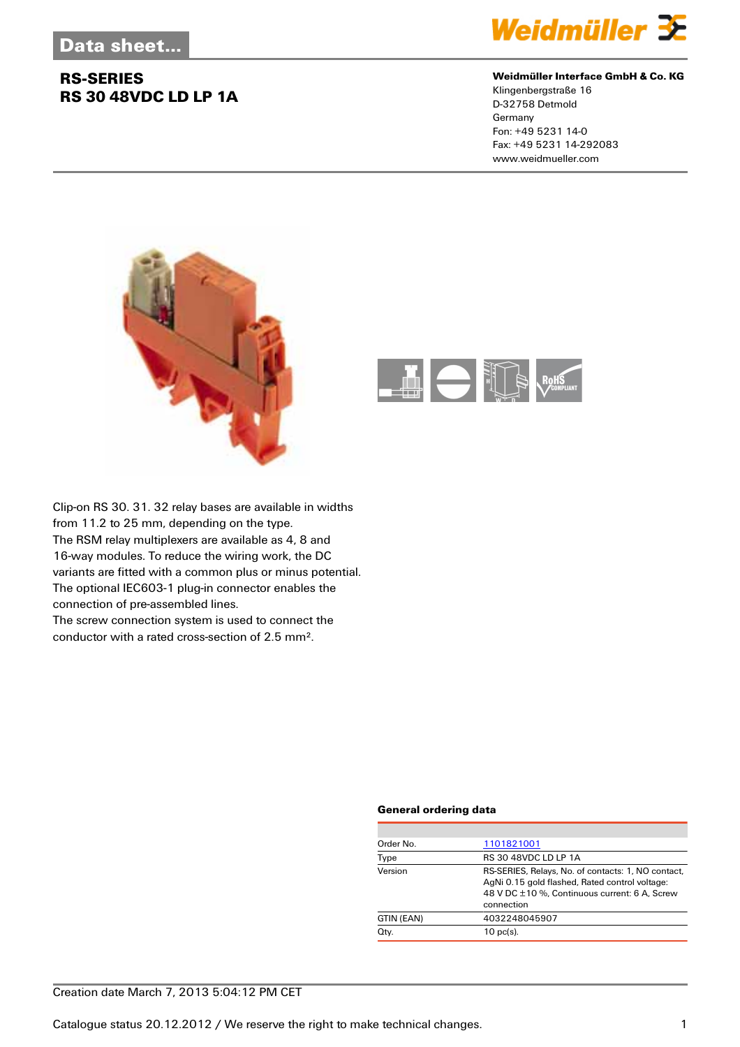# Data sheet...

## RS-SERIES
## RS 30 48VDC LD LP 1A

**Weidmüller Interface GmbH & Co. KG**
Klingenbergstraße 16
D-32758 Detmold
Germany
Fon: +49 5231 14-0
Fax: +49 5231 14-292083
www.weidmueller.com

Clip-on RS 30. 31. 32 relay bases are available in widths from 11.2 to 25 mm, depending on the type.
The RSM relay multiplexers are available as 4, 8 and 16-way modules. To reduce the wiring work, the DC variants are fitted with a common plus or minus potential.
The optional IEC603-1 plug-in connector enables the connection of pre-assembled lines.
The screw connection system is used to connect the conductor with a rated cross-section of 2.5 mm².

### General ordering data

| | |
|---|---|
| Order No. | 1101821001 |
| Type | RS 30 48VDC LD LP 1A |
| Version | RS-SERIES, Relays, No. of contacts: 1, NO contact, AgNi 0.15 gold flashed, Rated control voltage: 48 V DC ±10 %, Continuous current: 6 A, Screw connection |
| GTIN (EAN) | 4032248045907 |
| Qty. | 10 pc(s). |

Creation date March 7, 2013 5:04:12 PM CET

Catalogue status 20.12.2012 / We reserve the right to make technical changes.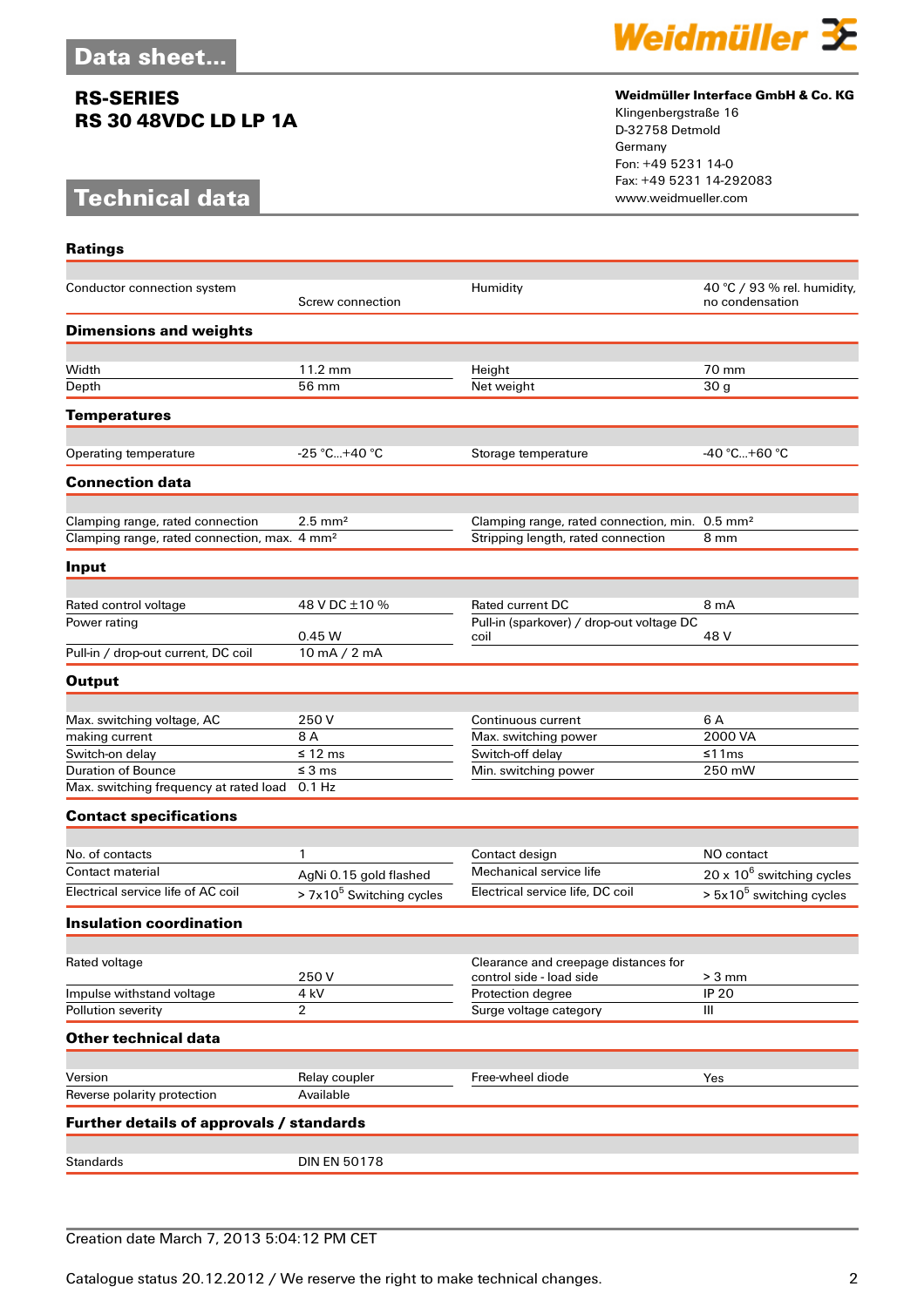# Data sheet...

## RS-SERIES
## RS 30 48VDC LD LP 1A

**Weidmüller Interface GmbH & Co. KG**
Klingenbergstraße 16
D-32758 Detmold
Germany
Fon: +49 5231 14-0
Fax: +49 5231 14-292083
www.weidmueller.com

# Technical data

### Ratings

| | | | |
|---|---|---|---|
| Conductor connection system | Screw connection | Humidity | 40 °C / 93 % rel. humidity, no condensation |

### Dimensions and weights

| | | | |
|---|---|---|---|
| Width | 11.2 mm | Height | 70 mm |
| Depth | 56 mm | Net weight | 30 g |

### Temperatures

| | | | |
|---|---|---|---|
| Operating temperature | -25 °C...+40 °C | Storage temperature | -40 °C...+60 °C |

### Connection data

| | | | |
|---|---|---|---|
| Clamping range, rated connection | 2.5 mm² | Clamping range, rated connection, min. | 0.5 mm² |
| Clamping range, rated connection, max. | 4 mm² | Stripping length, rated connection | 8 mm |

### Input

| | | | |
|---|---|---|---|
| Rated control voltage | 48 V DC ±10 % | Rated current DC | 8 mA |
| Power rating | 0.45 W | Pull-in (sparkover) / drop-out voltage DC coil | 48 V |
| Pull-in / drop-out current, DC coil | 10 mA / 2 mA | | |

### Output

| | | | |
|---|---|---|---|
| Max. switching voltage, AC | 250 V | Continuous current | 6 A |
| making current | 8 A | Max. switching power | 2000 VA |
| Switch-on delay | ≤ 12 ms | Switch-off delay | ≤11ms |
| Duration of Bounce | ≤ 3 ms | Min. switching power | 250 mW |
| Max. switching frequency at rated load | 0.1 Hz | | |

### Contact specifications

| | | | |
|---|---|---|---|
| No. of contacts | 1 | Contact design | NO contact |
| Contact material | AgNi 0.15 gold flashed | Mechanical service life | 20 x $10^6$ switching cycles |
| Electrical service life of AC coil | > 7x$10^5$ Switching cycles | Electrical service life, DC coil | > 5x$10^5$ switching cycles |

### Insulation coordination

| | | | |
|---|---|---|---|
| Rated voltage | 250 V | Clearance and creepage distances for control side - load side | > 3 mm |
| Impulse withstand voltage | 4 kV | Protection degree | IP 20 |
| Pollution severity | 2 | Surge voltage category | III |

### Other technical data

| | | | |
|---|---|---|---|
| Version | Relay coupler | Free-wheel diode | Yes |
| Reverse polarity protection | Available | | |

### Further details of approvals / standards

| | |
|---|---|
| Standards | DIN EN 50178 |

Creation date March 7, 2013 5:04:12 PM CET

Catalogue status 20.12.2012 / We reserve the right to make technical changes.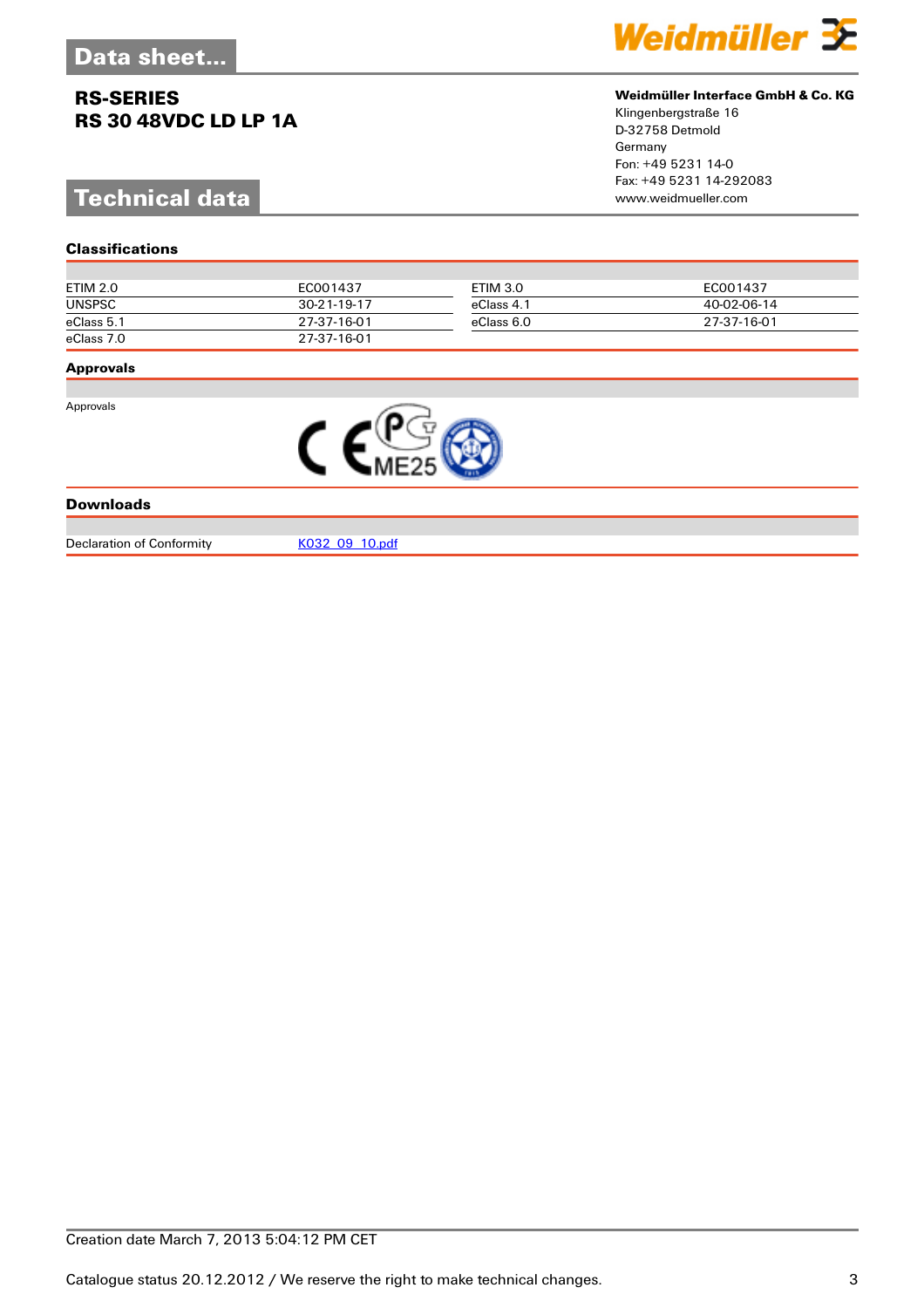Data sheet...

**RS-SERIES**
**RS 30 48VDC LD LP 1A**

**Weidmüller Interface GmbH & Co. KG**
Klingenbergstraße 16
D-32758 Detmold
Germany
Fon: +49 5231 14-0
Fax: +49 5231 14-292083
www.weidmueller.com

# Technical data

## Classifications

| | | | |
|---|---|---|---|
| ETIM 2.0 | EC001437 | ETIM 3.0 | EC001437 |
| UNSPSC | 30-21-19-17 | eClass 4.1 | 40-02-06-14 |
| eClass 5.1 | 27-37-16-01 | eClass 6.0 | 27-37-16-01 |
| eClass 7.0 | 27-37-16-01 | | |

## Approvals

Approvals

## Downloads

| | |
|---|---|
| Declaration of Conformity | K032_09_10.pdf |

Creation date March 7, 2013 5:04:12 PM CET

Catalogue status 20.12.2012 / We reserve the right to make technical changes.